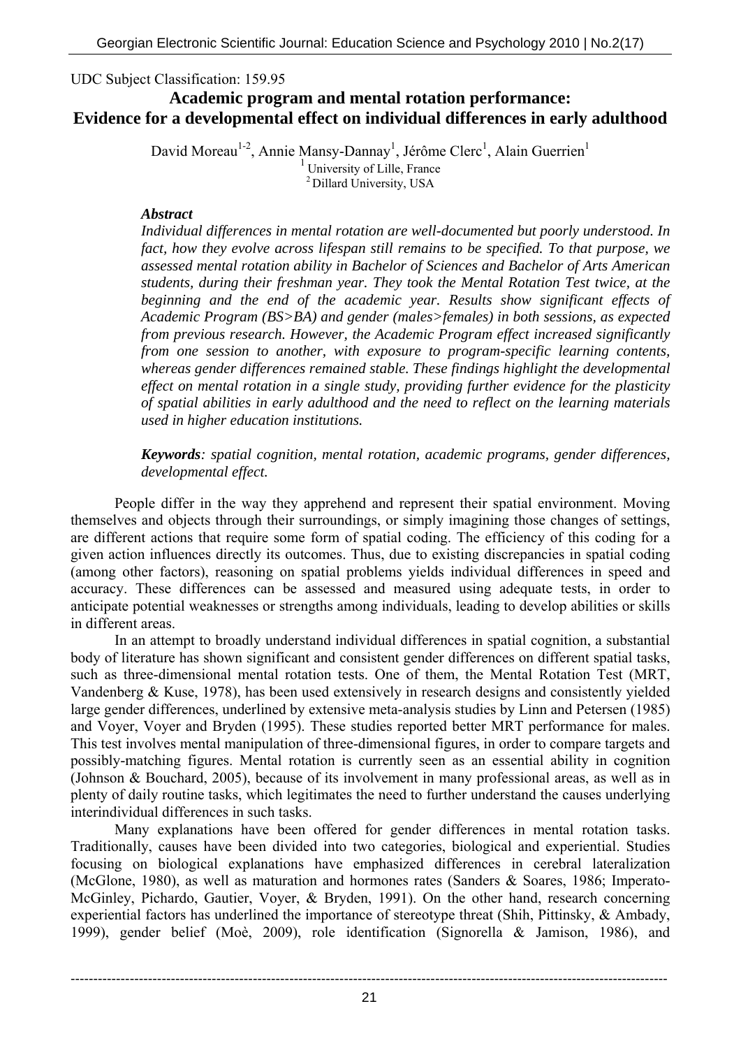UDC Subject Classification: 159.95

# Academic program and mental rotation performance: Evidence for a developmental effect on individual differences in early adulthood

David Moreau[1-2], Annie Mansy-Dannay[1], Jérôme Clerc[1], Alain Guerrien[1]

[1] University of Lille, France

[2] Dillard University, USA

***Abstract***

*Individual differences in mental rotation are well-documented but poorly understood. In fact, how they evolve across lifespan still remains to be specified. To that purpose, we assessed mental rotation ability in Bachelor of Sciences and Bachelor of Arts American students, during their freshman year. They took the Mental Rotation Test twice, at the beginning and the end of the academic year. Results show significant effects of Academic Program (BS>BA) and gender (males>females) in both sessions, as expected from previous research. However, the Academic Program effect increased significantly from one session to another, with exposure to program-specific learning contents, whereas gender differences remained stable. These findings highlight the developmental effect on mental rotation in a single study, providing further evidence for the plasticity of spatial abilities in early adulthood and the need to reflect on the learning materials used in higher education institutions.*

***Keywords****: spatial cognition, mental rotation, academic programs, gender differences, developmental effect.*

People differ in the way they apprehend and represent their spatial environment. Moving themselves and objects through their surroundings, or simply imagining those changes of settings, are different actions that require some form of spatial coding. The efficiency of this coding for a given action influences directly its outcomes. Thus, due to existing discrepancies in spatial coding (among other factors), reasoning on spatial problems yields individual differences in speed and accuracy. These differences can be assessed and measured using adequate tests, in order to anticipate potential weaknesses or strengths among individuals, leading to develop abilities or skills in different areas.

In an attempt to broadly understand individual differences in spatial cognition, a substantial body of literature has shown significant and consistent gender differences on different spatial tasks, such as three-dimensional mental rotation tests. One of them, the Mental Rotation Test (MRT, Vandenberg & Kuse, 1978), has been used extensively in research designs and consistently yielded large gender differences, underlined by extensive meta-analysis studies by Linn and Petersen (1985) and Voyer, Voyer and Bryden (1995). These studies reported better MRT performance for males. This test involves mental manipulation of three-dimensional figures, in order to compare targets and possibly-matching figures. Mental rotation is currently seen as an essential ability in cognition (Johnson & Bouchard, 2005), because of its involvement in many professional areas, as well as in plenty of daily routine tasks, which legitimates the need to further understand the causes underlying interindividual differences in such tasks.

Many explanations have been offered for gender differences in mental rotation tasks. Traditionally, causes have been divided into two categories, biological and experiential. Studies focusing on biological explanations have emphasized differences in cerebral lateralization (McGlone, 1980), as well as maturation and hormones rates (Sanders & Soares, 1986; Imperato-McGinley, Pichardo, Gautier, Voyer, & Bryden, 1991). On the other hand, research concerning experiential factors has underlined the importance of stereotype threat (Shih, Pittinsky, & Ambady, 1999), gender belief (Moè, 2009), role identification (Signorella & Jamison, 1986), and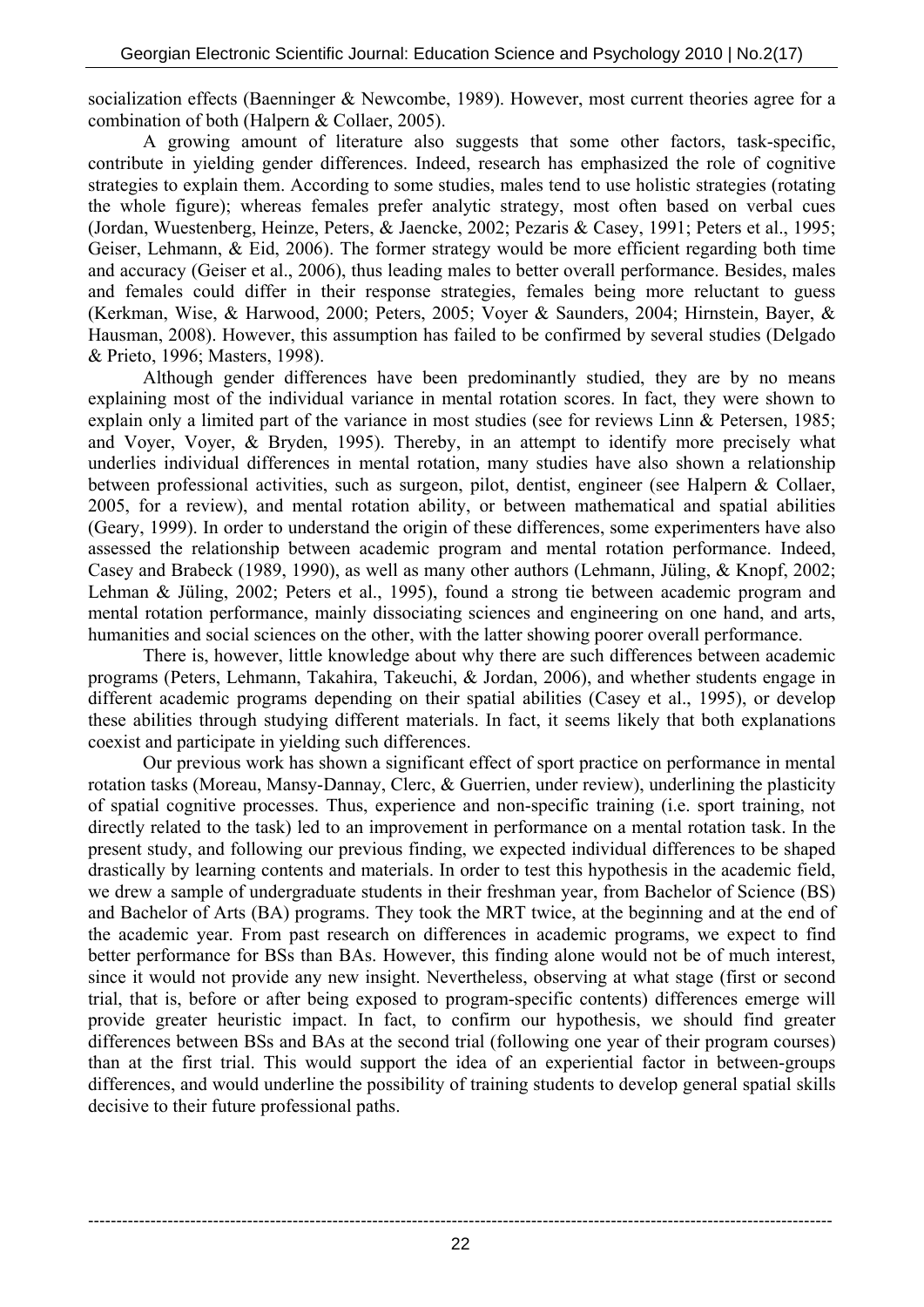socialization effects (Baenninger & Newcombe, 1989). However, most current theories agree for a combination of both (Halpern & Collaer, 2005).

A growing amount of literature also suggests that some other factors, task-specific, contribute in yielding gender differences. Indeed, research has emphasized the role of cognitive strategies to explain them. According to some studies, males tend to use holistic strategies (rotating the whole figure); whereas females prefer analytic strategy, most often based on verbal cues (Jordan, Wuestenberg, Heinze, Peters, & Jaencke, 2002; Pezaris & Casey, 1991; Peters et al., 1995; Geiser, Lehmann, & Eid, 2006). The former strategy would be more efficient regarding both time and accuracy (Geiser et al., 2006), thus leading males to better overall performance. Besides, males and females could differ in their response strategies, females being more reluctant to guess (Kerkman, Wise, & Harwood, 2000; Peters, 2005; Voyer & Saunders, 2004; Hirnstein, Bayer, & Hausman, 2008). However, this assumption has failed to be confirmed by several studies (Delgado & Prieto, 1996; Masters, 1998).

Although gender differences have been predominantly studied, they are by no means explaining most of the individual variance in mental rotation scores. In fact, they were shown to explain only a limited part of the variance in most studies (see for reviews Linn & Petersen, 1985; and Voyer, Voyer, & Bryden, 1995). Thereby, in an attempt to identify more precisely what underlies individual differences in mental rotation, many studies have also shown a relationship between professional activities, such as surgeon, pilot, dentist, engineer (see Halpern & Collaer, 2005, for a review), and mental rotation ability, or between mathematical and spatial abilities (Geary, 1999). In order to understand the origin of these differences, some experimenters have also assessed the relationship between academic program and mental rotation performance. Indeed, Casey and Brabeck (1989, 1990), as well as many other authors (Lehmann, Jüling, & Knopf, 2002; Lehman & Jüling, 2002; Peters et al., 1995), found a strong tie between academic program and mental rotation performance, mainly dissociating sciences and engineering on one hand, and arts, humanities and social sciences on the other, with the latter showing poorer overall performance.

There is, however, little knowledge about why there are such differences between academic programs (Peters, Lehmann, Takahira, Takeuchi, & Jordan, 2006), and whether students engage in different academic programs depending on their spatial abilities (Casey et al., 1995), or develop these abilities through studying different materials. In fact, it seems likely that both explanations coexist and participate in yielding such differences.

Our previous work has shown a significant effect of sport practice on performance in mental rotation tasks (Moreau, Mansy-Dannay, Clerc, & Guerrien, under review), underlining the plasticity of spatial cognitive processes. Thus, experience and non-specific training (i.e. sport training, not directly related to the task) led to an improvement in performance on a mental rotation task. In the present study, and following our previous finding, we expected individual differences to be shaped drastically by learning contents and materials. In order to test this hypothesis in the academic field, we drew a sample of undergraduate students in their freshman year, from Bachelor of Science (BS) and Bachelor of Arts (BA) programs. They took the MRT twice, at the beginning and at the end of the academic year. From past research on differences in academic programs, we expect to find better performance for BSs than BAs. However, this finding alone would not be of much interest, since it would not provide any new insight. Nevertheless, observing at what stage (first or second trial, that is, before or after being exposed to program-specific contents) differences emerge will provide greater heuristic impact. In fact, to confirm our hypothesis, we should find greater differences between BSs and BAs at the second trial (following one year of their program courses) than at the first trial. This would support the idea of an experiential factor in between-groups differences, and would underline the possibility of training students to develop general spatial skills decisive to their future professional paths.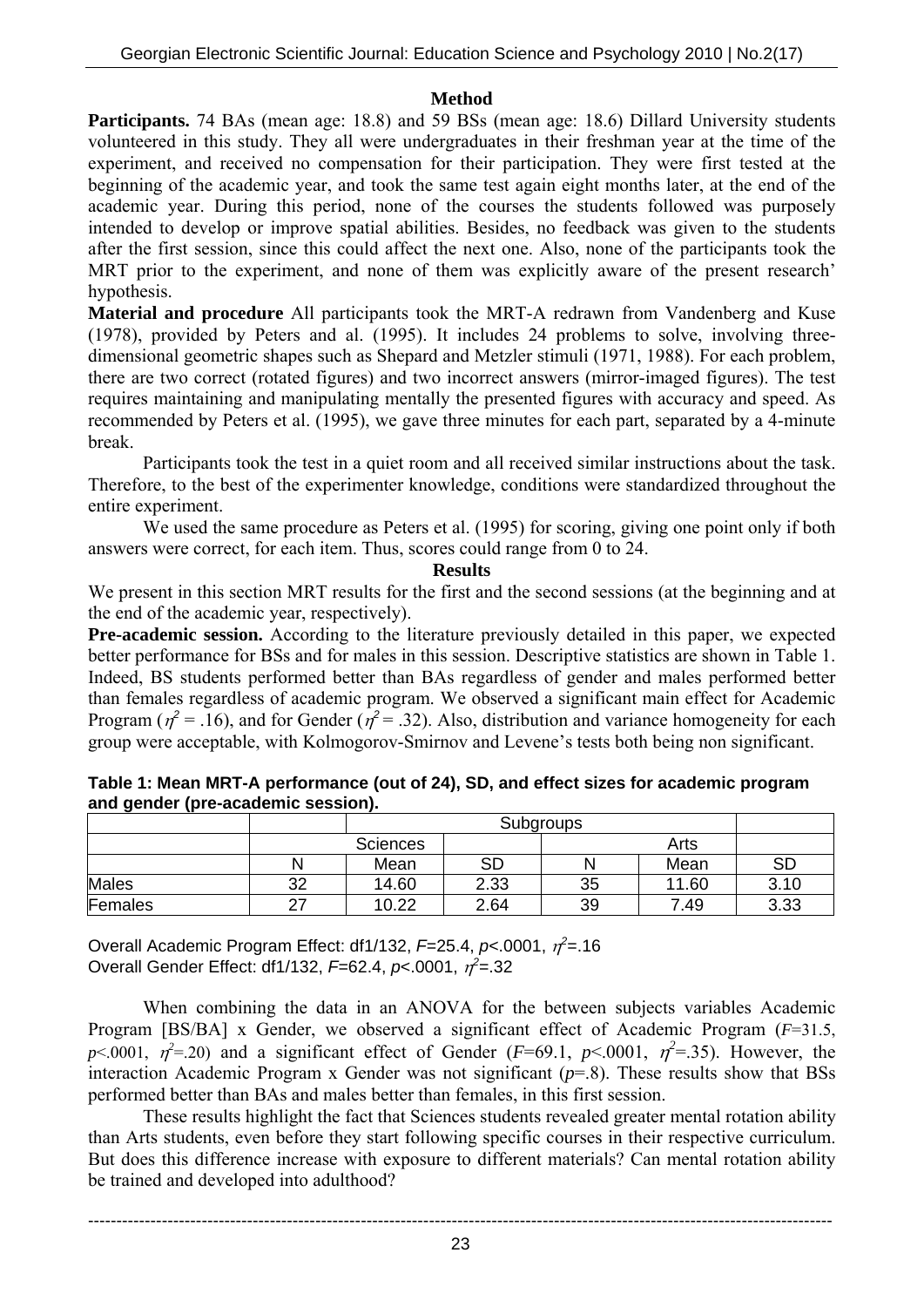## Method

**Participants.** 74 BAs (mean age: 18.8) and 59 BSs (mean age: 18.6) Dillard University students volunteered in this study. They all were undergraduates in their freshman year at the time of the experiment, and received no compensation for their participation. They were first tested at the beginning of the academic year, and took the same test again eight months later, at the end of the academic year. During this period, none of the courses the students followed was purposely intended to develop or improve spatial abilities. Besides, no feedback was given to the students after the first session, since this could affect the next one. Also, none of the participants took the MRT prior to the experiment, and none of them was explicitly aware of the present research' hypothesis.

**Material and procedure** All participants took the MRT-A redrawn from Vandenberg and Kuse (1978), provided by Peters and al. (1995). It includes 24 problems to solve, involving three-dimensional geometric shapes such as Shepard and Metzler stimuli (1971, 1988). For each problem, there are two correct (rotated figures) and two incorrect answers (mirror-imaged figures). The test requires maintaining and manipulating mentally the presented figures with accuracy and speed. As recommended by Peters et al. (1995), we gave three minutes for each part, separated by a 4-minute break.

Participants took the test in a quiet room and all received similar instructions about the task. Therefore, to the best of the experimenter knowledge, conditions were standardized throughout the entire experiment.

We used the same procedure as Peters et al. (1995) for scoring, giving one point only if both answers were correct, for each item. Thus, scores could range from 0 to 24.

## Results

We present in this section MRT results for the first and the second sessions (at the beginning and at the end of the academic year, respectively).

**Pre-academic session.** According to the literature previously detailed in this paper, we expected better performance for BSs and for males in this session. Descriptive statistics are shown in Table 1. Indeed, BS students performed better than BAs regardless of gender and males performed better than females regardless of academic program. We observed a significant main effect for Academic Program ($\eta^2 = .16$), and for Gender ($\eta^2 = .32$). Also, distribution and variance homogeneity for each group were acceptable, with Kolmogorov-Smirnov and Levene's tests both being non significant.

**Table 1: Mean MRT-A performance (out of 24), SD, and effect sizes for academic program and gender (pre-academic session).**

| | Subgroups | | | | | |
|---|---|---|---|---|---|---|
| | Sciences | | | Arts | | |
| | N | Mean | SD | N | Mean | SD |
| Males | 32 | 14.60 | 2.33 | 35 | 11.60 | 3.10 |
| Females | 27 | 10.22 | 2.64 | 39 | 7.49 | 3.33 |

Overall Academic Program Effect: df1/132, $F$=25.4, $p$<.0001, $\eta^2$=.16
Overall Gender Effect: df1/132, $F$=62.4, $p$<.0001, $\eta^2$=.32

When combining the data in an ANOVA for the between subjects variables Academic Program [BS/BA] x Gender, we observed a significant effect of Academic Program ($F$=31.5, $p$<.0001, $\eta^2$=.20) and a significant effect of Gender ($F$=69.1, $p$<.0001, $\eta^2$=.35). However, the interaction Academic Program x Gender was not significant ($p$=.8). These results show that BSs performed better than BAs and males better than females, in this first session.

These results highlight the fact that Sciences students revealed greater mental rotation ability than Arts students, even before they start following specific courses in their respective curriculum. But does this difference increase with exposure to different materials? Can mental rotation ability be trained and developed into adulthood?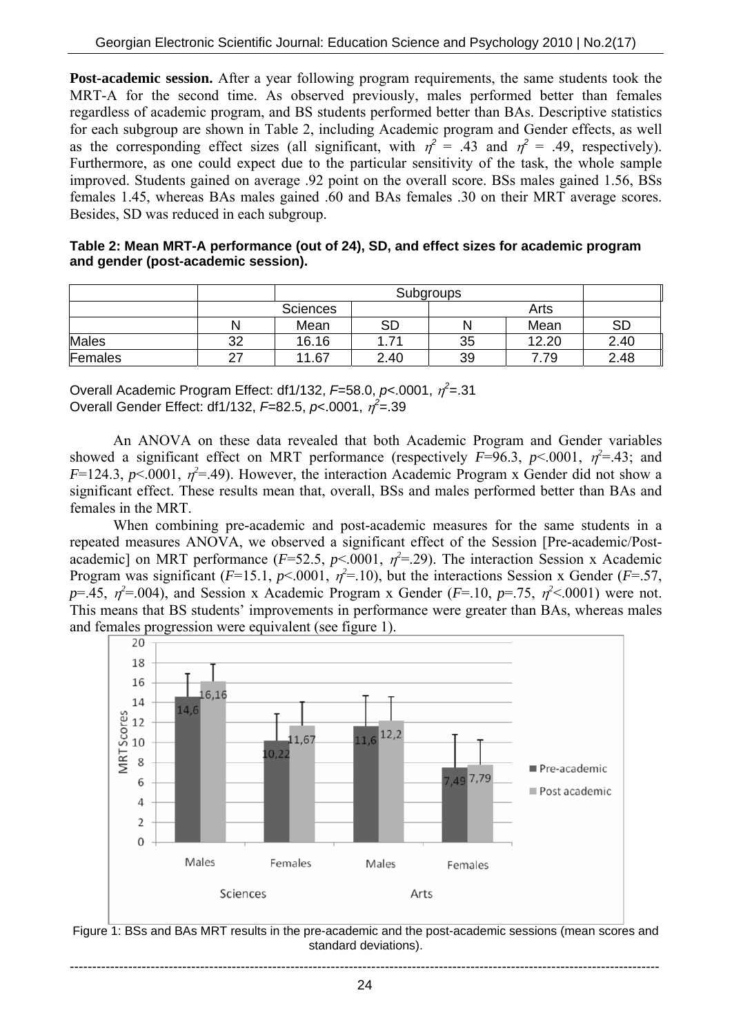**Post-academic session.** After a year following program requirements, the same students took the MRT-A for the second time. As observed previously, males performed better than females regardless of academic program, and BS students performed better than BAs. Descriptive statistics for each subgroup are shown in Table 2, including Academic program and Gender effects, as well as the corresponding effect sizes (all significant, with $\eta^2$ = .43 and $\eta^2$ = .49, respectively). Furthermore, as one could expect due to the particular sensitivity of the task, the whole sample improved. Students gained on average .92 point on the overall score. BSs males gained 1.56, BSs females 1.45, whereas BAs males gained .60 and BAs females .30 on their MRT average scores. Besides, SD was reduced in each subgroup.

**Table 2: Mean MRT-A performance (out of 24), SD, and effect sizes for academic program and gender (post-academic session).**

| | Subgroups | | | | | |
|---|---|---|---|---|---|---|
| | | Sciences | | | Arts | |
| | N | Mean | SD | N | Mean | SD |
| Males | 32 | 16.16 | 1.71 | 35 | 12.20 | 2.40 |
| Females | 27 | 11.67 | 2.40 | 39 | 7.79 | 2.48 |

Overall Academic Program Effect: df1/132, $F$=58.0, $p$<.0001, $\eta^2$=.31
Overall Gender Effect: df1/132, $F$=82.5, $p$<.0001, $\eta^2$=.39

An ANOVA on these data revealed that both Academic Program and Gender variables showed a significant effect on MRT performance (respectively $F$=96.3, $p$<.0001, $\eta^2$=.43; and $F$=124.3, $p$<.0001, $\eta^2$=.49). However, the interaction Academic Program x Gender did not show a significant effect. These results mean that, overall, BSs and males performed better than BAs and females in the MRT.

When combining pre-academic and post-academic measures for the same students in a repeated measures ANOVA, we observed a significant effect of the Session [Pre-academic/Post-academic] on MRT performance ($F$=52.5, $p$<.0001, $\eta^2$=.29). The interaction Session x Academic Program was significant ($F$=15.1, $p$<.0001, $\eta^2$=.10), but the interactions Session x Gender ($F$=.57, $p$=.45, $\eta^2$=.004), and Session x Academic Program x Gender ($F$=.10, $p$=.75, $\eta^2$<.0001) were not. This means that BS students' improvements in performance were greater than BAs, whereas males and females progression were equivalent (see figure 1).

Figure 1: BSs and BAs MRT results in the pre-academic and the post-academic sessions (mean scores and standard deviations).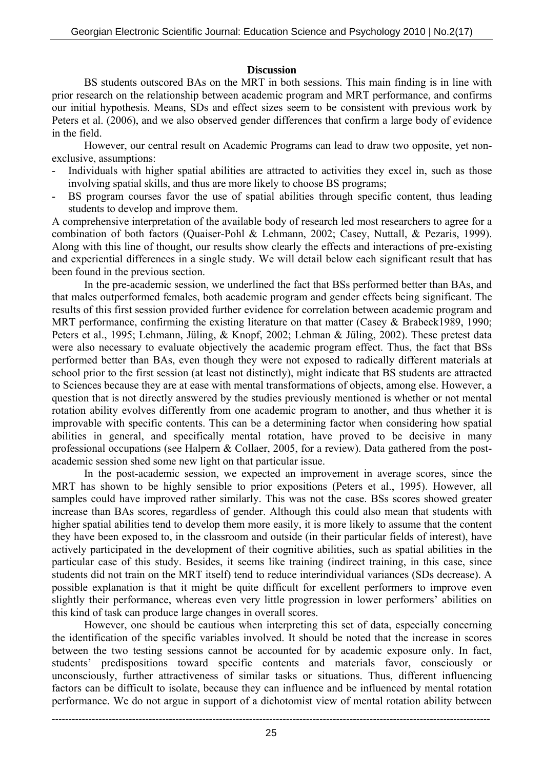**Discussion**

BS students outscored BAs on the MRT in both sessions. This main finding is in line with prior research on the relationship between academic program and MRT performance, and confirms our initial hypothesis. Means, SDs and effect sizes seem to be consistent with previous work by Peters et al. (2006), and we also observed gender differences that confirm a large body of evidence in the field.

However, our central result on Academic Programs can lead to draw two opposite, yet non-exclusive, assumptions:

- Individuals with higher spatial abilities are attracted to activities they excel in, such as those involving spatial skills, and thus are more likely to choose BS programs;
- BS program courses favor the use of spatial abilities through specific content, thus leading students to develop and improve them.

A comprehensive interpretation of the available body of research led most researchers to agree for a combination of both factors (Quaiser-Pohl & Lehmann, 2002; Casey, Nuttall, & Pezaris, 1999). Along with this line of thought, our results show clearly the effects and interactions of pre-existing and experiential differences in a single study. We will detail below each significant result that has been found in the previous section.

In the pre-academic session, we underlined the fact that BSs performed better than BAs, and that males outperformed females, both academic program and gender effects being significant. The results of this first session provided further evidence for correlation between academic program and MRT performance, confirming the existing literature on that matter (Casey & Brabeck1989, 1990; Peters et al., 1995; Lehmann, Jüling, & Knopf, 2002; Lehman & Jüling, 2002). These pretest data were also necessary to evaluate objectively the academic program effect. Thus, the fact that BSs performed better than BAs, even though they were not exposed to radically different materials at school prior to the first session (at least not distinctly), might indicate that BS students are attracted to Sciences because they are at ease with mental transformations of objects, among else. However, a question that is not directly answered by the studies previously mentioned is whether or not mental rotation ability evolves differently from one academic program to another, and thus whether it is improvable with specific contents. This can be a determining factor when considering how spatial abilities in general, and specifically mental rotation, have proved to be decisive in many professional occupations (see Halpern & Collaer, 2005, for a review). Data gathered from the post-academic session shed some new light on that particular issue.

In the post-academic session, we expected an improvement in average scores, since the MRT has shown to be highly sensible to prior expositions (Peters et al., 1995). However, all samples could have improved rather similarly. This was not the case. BSs scores showed greater increase than BAs scores, regardless of gender. Although this could also mean that students with higher spatial abilities tend to develop them more easily, it is more likely to assume that the content they have been exposed to, in the classroom and outside (in their particular fields of interest), have actively participated in the development of their cognitive abilities, such as spatial abilities in the particular case of this study. Besides, it seems like training (indirect training, in this case, since students did not train on the MRT itself) tend to reduce interindividual variances (SDs decrease). A possible explanation is that it might be quite difficult for excellent performers to improve even slightly their performance, whereas even very little progression in lower performers' abilities on this kind of task can produce large changes in overall scores.

However, one should be cautious when interpreting this set of data, especially concerning the identification of the specific variables involved. It should be noted that the increase in scores between the two testing sessions cannot be accounted for by academic exposure only. In fact, students' predispositions toward specific contents and materials favor, consciously or unconsciously, further attractiveness of similar tasks or situations. Thus, different influencing factors can be difficult to isolate, because they can influence and be influenced by mental rotation performance. We do not argue in support of a dichotomist view of mental rotation ability between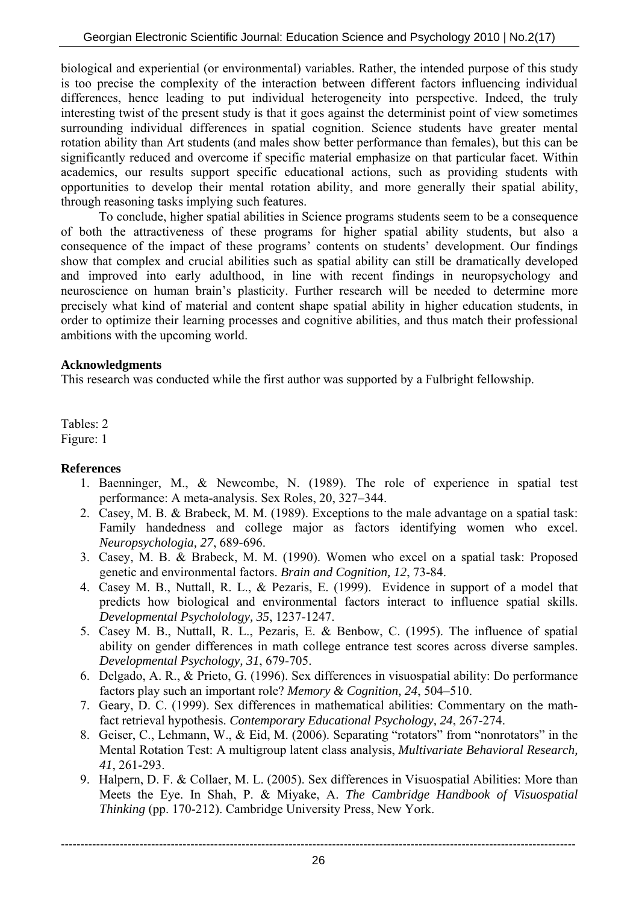biological and experiential (or environmental) variables. Rather, the intended purpose of this study is too precise the complexity of the interaction between different factors influencing individual differences, hence leading to put individual heterogeneity into perspective. Indeed, the truly interesting twist of the present study is that it goes against the determinist point of view sometimes surrounding individual differences in spatial cognition. Science students have greater mental rotation ability than Art students (and males show better performance than females), but this can be significantly reduced and overcome if specific material emphasize on that particular facet. Within academics, our results support specific educational actions, such as providing students with opportunities to develop their mental rotation ability, and more generally their spatial ability, through reasoning tasks implying such features.

To conclude, higher spatial abilities in Science programs students seem to be a consequence of both the attractiveness of these programs for higher spatial ability students, but also a consequence of the impact of these programs' contents on students' development. Our findings show that complex and crucial abilities such as spatial ability can still be dramatically developed and improved into early adulthood, in line with recent findings in neuropsychology and neuroscience on human brain's plasticity. Further research will be needed to determine more precisely what kind of material and content shape spatial ability in higher education students, in order to optimize their learning processes and cognitive abilities, and thus match their professional ambitions with the upcoming world.

**Acknowledgments**

This research was conducted while the first author was supported by a Fulbright fellowship.

Tables: 2
Figure: 1

**References**

1. Baenninger, M., & Newcombe, N. (1989). The role of experience in spatial test performance: A meta-analysis. Sex Roles, 20, 327–344.
2. Casey, M. B. & Brabeck, M. M. (1989). Exceptions to the male advantage on a spatial task: Family handedness and college major as factors identifying women who excel. *Neuropsychologia, 27*, 689-696.
3. Casey, M. B. & Brabeck, M. M. (1990). Women who excel on a spatial task: Proposed genetic and environmental factors. *Brain and Cognition, 12*, 73-84.
4. Casey M. B., Nuttall, R. L., & Pezaris, E. (1999). Evidence in support of a model that predicts how biological and environmental factors interact to influence spatial skills. *Developmental Psycholology, 35*, 1237-1247.
5. Casey M. B., Nuttall, R. L., Pezaris, E. & Benbow, C. (1995). The influence of spatial ability on gender differences in math college entrance test scores across diverse samples. *Developmental Psychology, 31*, 679-705.
6. Delgado, A. R., & Prieto, G. (1996). Sex differences in visuospatial ability: Do performance factors play such an important role? *Memory & Cognition, 24*, 504–510.
7. Geary, D. C. (1999). Sex differences in mathematical abilities: Commentary on the math-fact retrieval hypothesis. *Contemporary Educational Psychology, 24*, 267-274.
8. Geiser, C., Lehmann, W., & Eid, M. (2006). Separating "rotators" from "nonrotators" in the Mental Rotation Test: A multigroup latent class analysis, *Multivariate Behavioral Research, 41*, 261-293.
9. Halpern, D. F. & Collaer, M. L. (2005). Sex differences in Visuospatial Abilities: More than Meets the Eye. In Shah, P. & Miyake, A. *The Cambridge Handbook of Visuospatial Thinking* (pp. 170-212). Cambridge University Press, New York.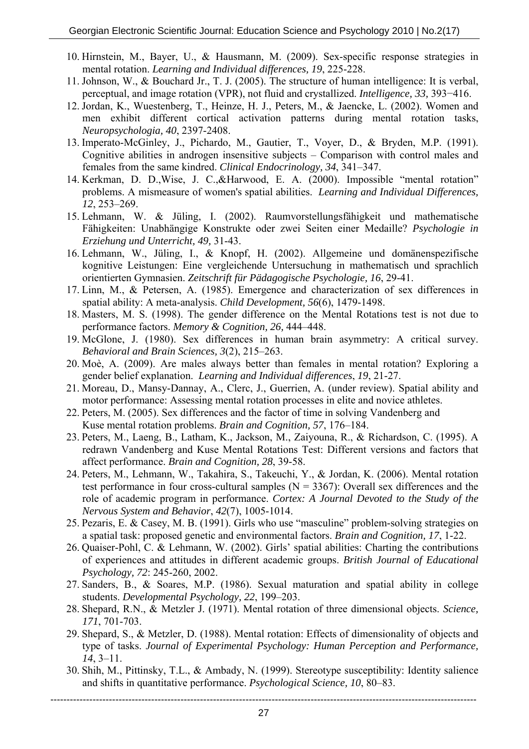10. Hirnstein, M., Bayer, U., & Hausmann, M. (2009). Sex-specific response strategies in mental rotation. *Learning and Individual differences, 19*, 225-228.
11. Johnson, W., & Bouchard Jr., T. J. (2005). The structure of human intelligence: It is verbal, perceptual, and image rotation (VPR), not fluid and crystallized. *Intelligence, 33,* 393−416.
12. Jordan, K., Wuestenberg, T., Heinze, H. J., Peters, M., & Jaencke, L. (2002). Women and men exhibit different cortical activation patterns during mental rotation tasks, *Neuropsychologia, 40*, 2397-2408.
13. Imperato-McGinley, J., Pichardo, M., Gautier, T., Voyer, D., & Bryden, M.P. (1991). Cognitive abilities in androgen insensitive subjects – Comparison with control males and females from the same kindred. *Clinical Endocrinology, 34*, 341–347.
14. Kerkman, D. D.,Wise, J. C.,&Harwood, E. A. (2000). Impossible "mental rotation" problems. A mismeasure of women's spatial abilities. *Learning and Individual Differences, 12*, 253–269.
15. Lehmann, W. & Jüling, I. (2002). Raumvorstellungsfähigkeit und mathematische Fähigkeiten: Unabhängige Konstrukte oder zwei Seiten einer Medaille? *Psychologie in Erziehung und Unterricht, 49,* 31-43.
16. Lehmann, W., Jüling, I., & Knopf, H. (2002). Allgemeine und domänenspezifische kognitive Leistungen: Eine vergleichende Untersuchung in mathematisch und sprachlich orientierten Gymnasien. *Zeitschrift für Pädagogische Psychologie, 16*, 29-41.
17. Linn, M., & Petersen, A. (1985). Emergence and characterization of sex differences in spatial ability: A meta-analysis. *Child Development, 56*(6), 1479-1498.
18. Masters, M. S. (1998). The gender difference on the Mental Rotations test is not due to performance factors. *Memory & Cognition, 26,* 444–448.
19. McGlone, J. (1980). Sex differences in human brain asymmetry: A critical survey. *Behavioral and Brain Sciences, 3*(2), 215–263.
20. Moè, A. (2009). Are males always better than females in mental rotation? Exploring a gender belief explanation. *Learning and Individual differences*, *19*, 21-27.
21. Moreau, D., Mansy-Dannay, A., Clerc, J., Guerrien, A. (under review). Spatial ability and motor performance: Assessing mental rotation processes in elite and novice athletes.
22. Peters, M. (2005). Sex differences and the factor of time in solving Vandenberg and Kuse mental rotation problems. *Brain and Cognition, 57*, 176–184.
23. Peters, M., Laeng, B., Latham, K., Jackson, M., Zaiyouna, R., & Richardson, C. (1995). A redrawn Vandenberg and Kuse Mental Rotations Test: Different versions and factors that affect performance. *Brain and Cognition, 28*, 39-58.
24. Peters, M., Lehmann, W., Takahira, S., Takeuchi, Y., & Jordan, K. (2006). Mental rotation test performance in four cross-cultural samples (N = 3367): Overall sex differences and the role of academic program in performance. *Cortex: A Journal Devoted to the Study of the Nervous System and Behavior*, *42*(7), 1005-1014.
25. Pezaris, E. & Casey, M. B. (1991). Girls who use "masculine" problem-solving strategies on a spatial task: proposed genetic and environmental factors. *Brain and Cognition, 17*, 1-22.
26. Quaiser-Pohl, C. & Lehmann, W. (2002). Girls' spatial abilities: Charting the contributions of experiences and attitudes in different academic groups. *British Journal of Educational Psychology, 72*: 245-260, 2002.
27. Sanders, B., & Soares, M.P. (1986). Sexual maturation and spatial ability in college students. *Developmental Psychology, 22*, 199–203.
28. Shepard, R.N., & Metzler J. (1971). Mental rotation of three dimensional objects. *Science, 171*, 701-703.
29. Shepard, S., & Metzler, D. (1988). Mental rotation: Effects of dimensionality of objects and type of tasks. *Journal of Experimental Psychology: Human Perception and Performance, 14*, 3–11.
30. Shih, M., Pittinsky, T.L., & Ambady, N. (1999). Stereotype susceptibility: Identity salience and shifts in quantitative performance. *Psychological Science, 10*, 80–83.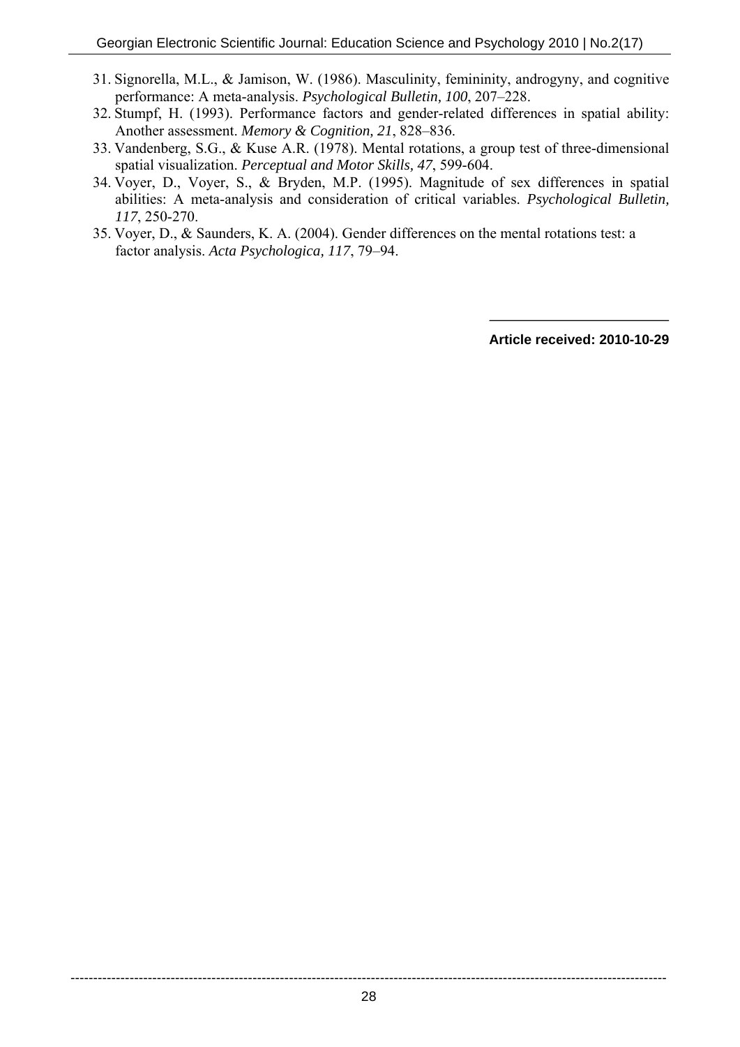31. Signorella, M.L., & Jamison, W. (1986). Masculinity, femininity, androgyny, and cognitive performance: A meta-analysis. *Psychological Bulletin, 100*, 207–228.
32. Stumpf, H. (1993). Performance factors and gender-related differences in spatial ability: Another assessment. *Memory & Cognition, 21*, 828–836.
33. Vandenberg, S.G., & Kuse A.R. (1978). Mental rotations, a group test of three-dimensional spatial visualization. *Perceptual and Motor Skills, 47*, 599-604.
34. Voyer, D., Voyer, S., & Bryden, M.P. (1995). Magnitude of sex differences in spatial abilities: A meta-analysis and consideration of critical variables. *Psychological Bulletin, 117*, 250-270.
35. Voyer, D., & Saunders, K. A. (2004). Gender differences on the mental rotations test: a factor analysis. *Acta Psychologica, 117*, 79–94.

**Article received: 2010-10-29**